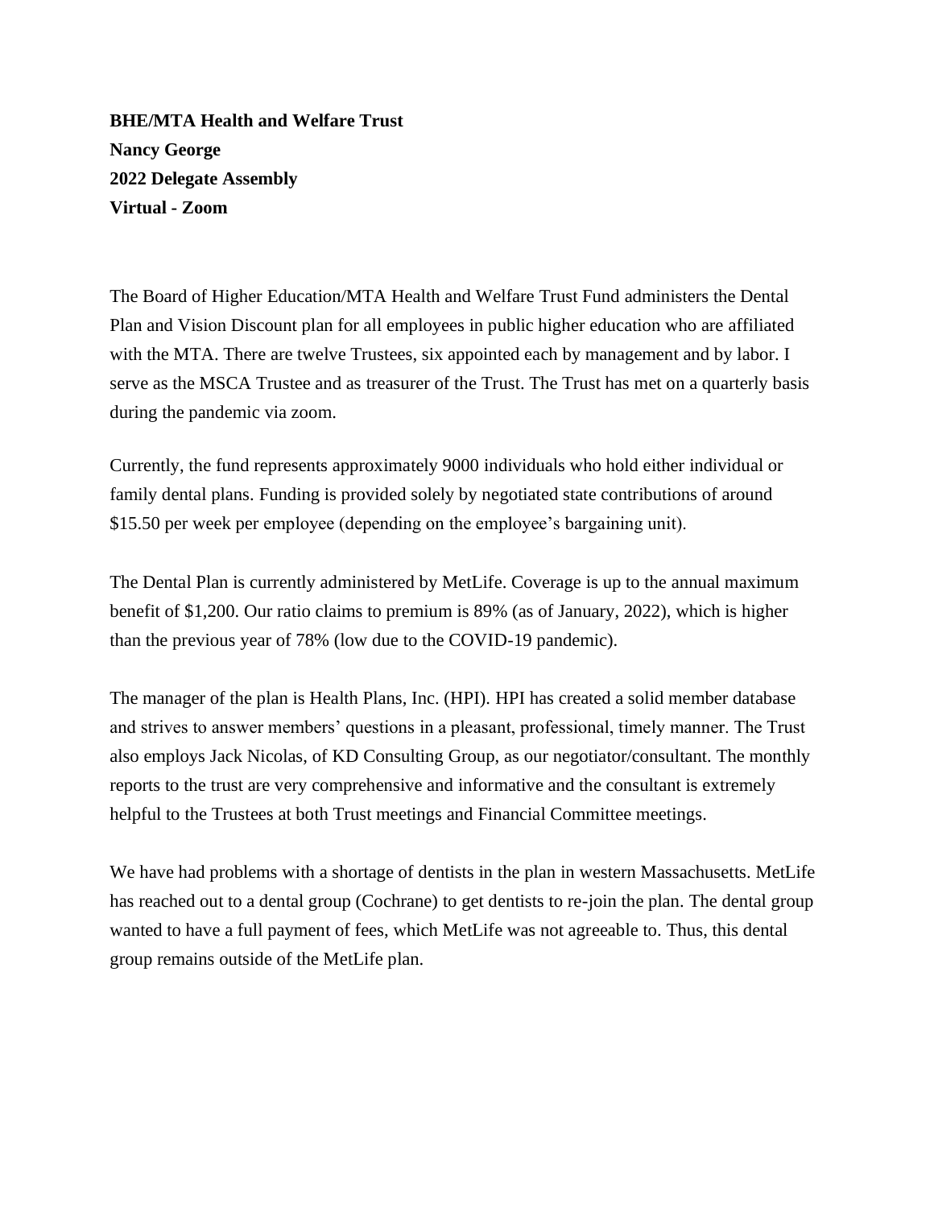**BHE/MTA Health and Welfare Trust**
**Nancy George**
**2022 Delegate Assembly**
**Virtual - Zoom**

The Board of Higher Education/MTA Health and Welfare Trust Fund administers the Dental Plan and Vision Discount plan for all employees in public higher education who are affiliated with the MTA. There are twelve Trustees, six appointed each by management and by labor. I serve as the MSCA Trustee and as treasurer of the Trust. The Trust has met on a quarterly basis during the pandemic via zoom.

Currently, the fund represents approximately 9000 individuals who hold either individual or family dental plans. Funding is provided solely by negotiated state contributions of around $15.50 per week per employee (depending on the employee's bargaining unit).

The Dental Plan is currently administered by MetLife. Coverage is up to the annual maximum benefit of $1,200. Our ratio claims to premium is 89% (as of January, 2022), which is higher than the previous year of 78% (low due to the COVID-19 pandemic).

The manager of the plan is Health Plans, Inc. (HPI). HPI has created a solid member database and strives to answer members' questions in a pleasant, professional, timely manner. The Trust also employs Jack Nicolas, of KD Consulting Group, as our negotiator/consultant. The monthly reports to the trust are very comprehensive and informative and the consultant is extremely helpful to the Trustees at both Trust meetings and Financial Committee meetings.

We have had problems with a shortage of dentists in the plan in western Massachusetts. MetLife has reached out to a dental group (Cochrane) to get dentists to re-join the plan. The dental group wanted to have a full payment of fees, which MetLife was not agreeable to. Thus, this dental group remains outside of the MetLife plan.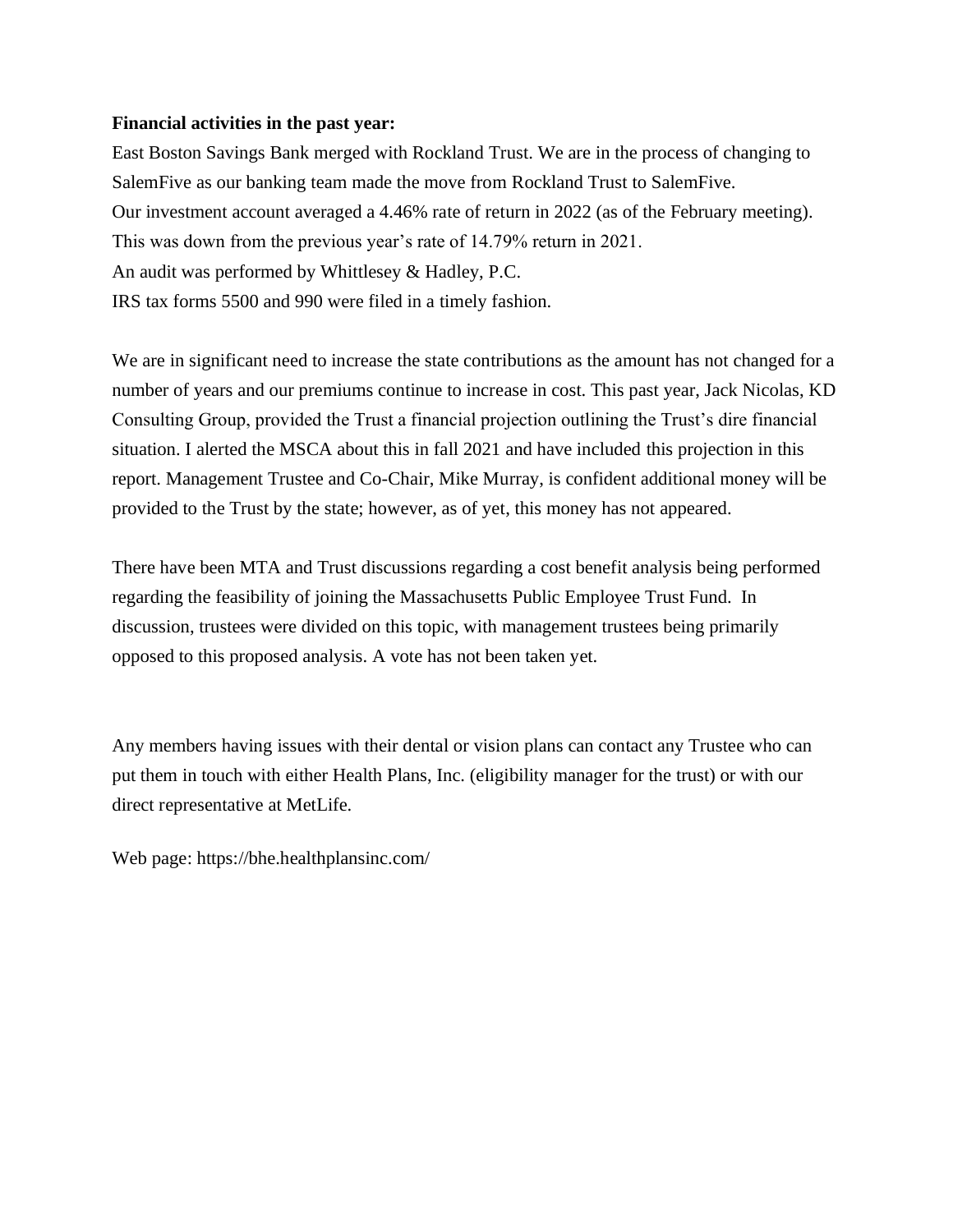**Financial activities in the past year:**

East Boston Savings Bank merged with Rockland Trust. We are in the process of changing to SalemFive as our banking team made the move from Rockland Trust to SalemFive.
Our investment account averaged a 4.46% rate of return in 2022 (as of the February meeting). This was down from the previous year's rate of 14.79% return in 2021.
An audit was performed by Whittlesey & Hadley, P.C.
IRS tax forms 5500 and 990 were filed in a timely fashion.

We are in significant need to increase the state contributions as the amount has not changed for a number of years and our premiums continue to increase in cost. This past year, Jack Nicolas, KD Consulting Group, provided the Trust a financial projection outlining the Trust's dire financial situation. I alerted the MSCA about this in fall 2021 and have included this projection in this report. Management Trustee and Co-Chair, Mike Murray, is confident additional money will be provided to the Trust by the state; however, as of yet, this money has not appeared.

There have been MTA and Trust discussions regarding a cost benefit analysis being performed regarding the feasibility of joining the Massachusetts Public Employee Trust Fund. In discussion, trustees were divided on this topic, with management trustees being primarily opposed to this proposed analysis. A vote has not been taken yet.

Any members having issues with their dental or vision plans can contact any Trustee who can put them in touch with either Health Plans, Inc. (eligibility manager for the trust) or with our direct representative at MetLife.

Web page: https://bhe.healthplansinc.com/